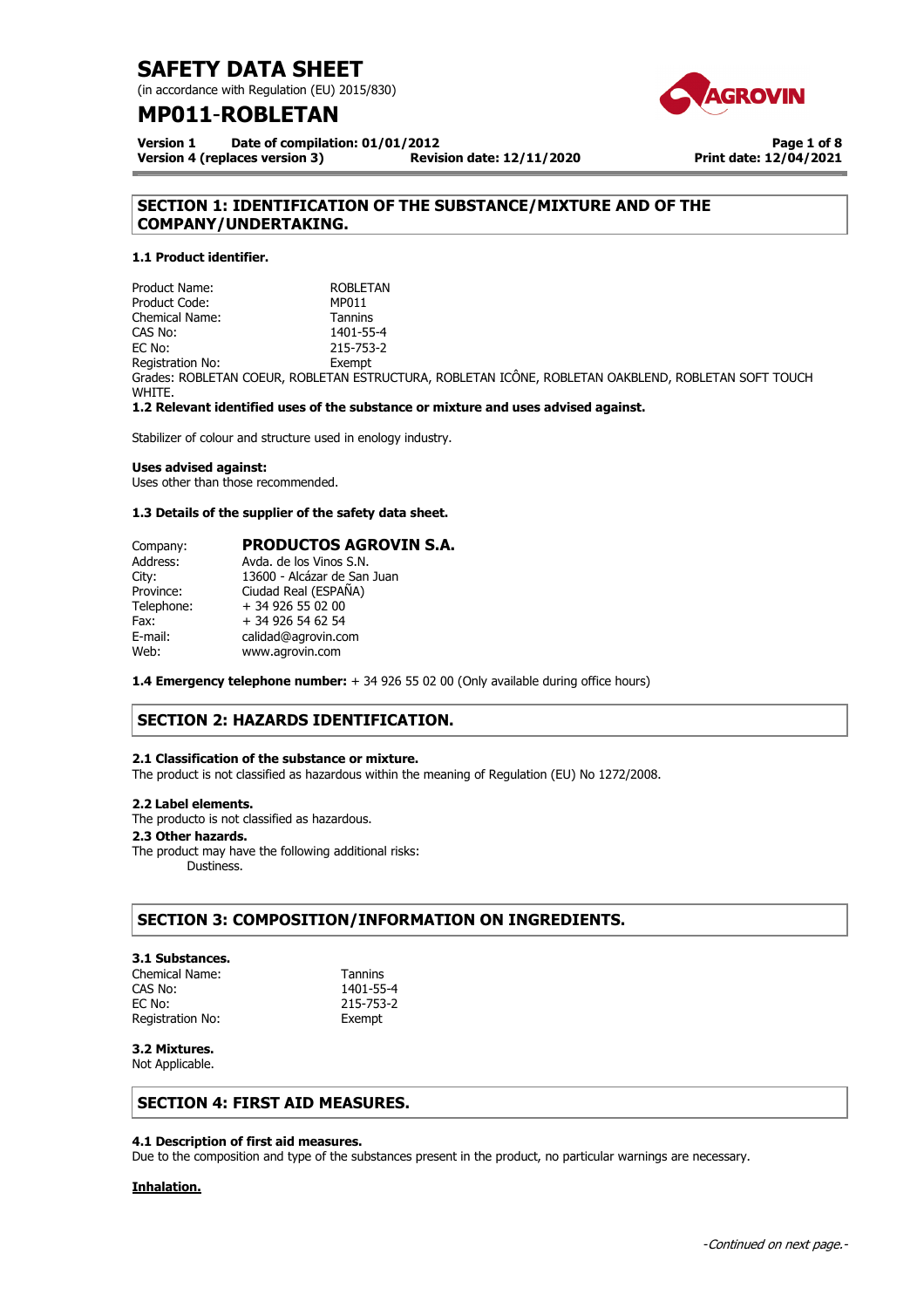# SAFETY DATA SHEET

(in accordance with Regulation (EU) 2015/830)

# MP011-ROBLETAN

**Version 1** **Date of compilation: 01/01/2012**
**Version 4 (replaces version 3)** **Revision date: 12/11/2020** **Print date: 12/04/2021**

## SECTION 1: IDENTIFICATION OF THE SUBSTANCE/MIXTURE AND OF THE COMPANY/UNDERTAKING.

### 1.1 Product identifier.

| | |
|---|---|
| Product Name: | ROBLETAN |
| Product Code: | MP011 |
| Chemical Name: | Tannins |
| CAS No: | 1401-55-4 |
| EC No: | 215-753-2 |
| Registration No: | Exempt |

Grades: ROBLETAN COEUR, ROBLETAN ESTRUCTURA, ROBLETAN ICÔNE, ROBLETAN OAKBLEND, ROBLETAN SOFT TOUCH WHITE.

### 1.2 Relevant identified uses of the substance or mixture and uses advised against.

Stabilizer of colour and structure used in enology industry.

**Uses advised against:**
Uses other than those recommended.

### 1.3 Details of the supplier of the safety data sheet.

| | |
|---|---|
| Company: | **PRODUCTOS AGROVIN S.A.** |
| Address: | Avda. de los Vinos S.N. |
| City: | 13600 - Alcázar de San Juan |
| Province: | Ciudad Real (ESPAÑA) |
| Telephone: | + 34 926 55 02 00 |
| Fax: | + 34 926 54 62 54 |
| E-mail: | calidad@agrovin.com |
| Web: | www.agrovin.com |

**1.4 Emergency telephone number:** + 34 926 55 02 00 (Only available during office hours)

## SECTION 2: HAZARDS IDENTIFICATION.

### 2.1 Classification of the substance or mixture.

The product is not classified as hazardous within the meaning of Regulation (EU) No 1272/2008.

### 2.2 Label elements.

The producto is not classified as hazardous.

### 2.3 Other hazards.

The product may have the following additional risks:
Dustiness.

## SECTION 3: COMPOSITION/INFORMATION ON INGREDIENTS.

### 3.1 Substances.

| | |
|---|---|
| Chemical Name: | Tannins |
| CAS No: | 1401-55-4 |
| EC No: | 215-753-2 |
| Registration No: | Exempt |

### 3.2 Mixtures.

Not Applicable.

## SECTION 4: FIRST AID MEASURES.

### 4.1 Description of first aid measures.

Due to the composition and type of the substances present in the product, no particular warnings are necessary.

**Inhalation.**

-Continued on next page.-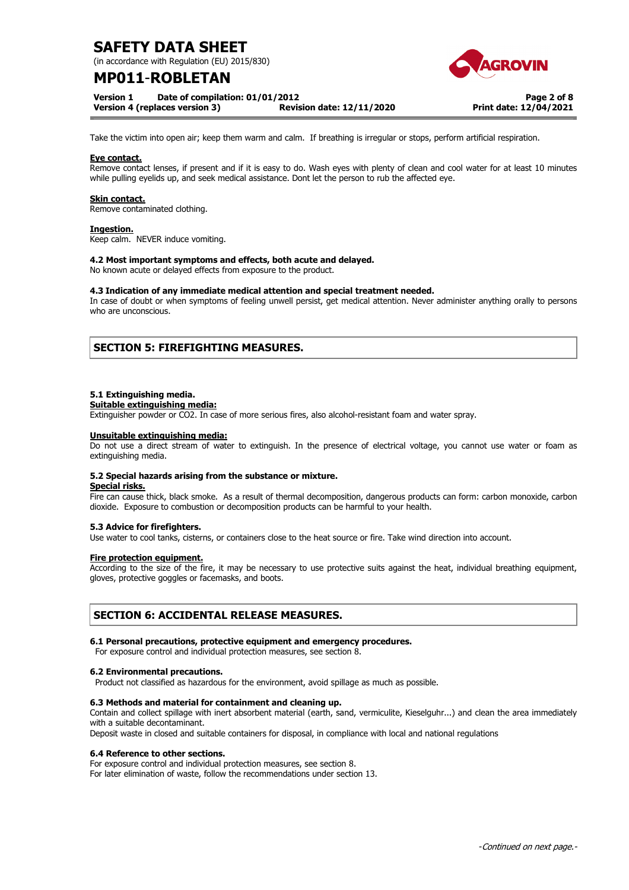Take the victim into open air; keep them warm and calm. If breathing is irregular or stops, perform artificial respiration.

**Eye contact.**
Remove contact lenses, if present and if it is easy to do. Wash eyes with plenty of clean and cool water for at least 10 minutes while pulling eyelids up, and seek medical assistance. Dont let the person to rub the affected eye.

**Skin contact.**
Remove contaminated clothing.

**Ingestion.**
Keep calm. NEVER induce vomiting.

**4.2 Most important symptoms and effects, both acute and delayed.**
No known acute or delayed effects from exposure to the product.

**4.3 Indication of any immediate medical attention and special treatment needed.**
In case of doubt or when symptoms of feeling unwell persist, get medical attention. Never administer anything orally to persons who are unconscious.

## SECTION 5: FIREFIGHTING MEASURES.

**5.1 Extinguishing media.**

**Suitable extinguishing media:**
Extinguisher powder or $CO_2$. In case of more serious fires, also alcohol-resistant foam and water spray.

**Unsuitable extinguishing media:**
Do not use a direct stream of water to extinguish. In the presence of electrical voltage, you cannot use water or foam as extinguishing media.

**5.2 Special hazards arising from the substance or mixture.**

**Special risks.**
Fire can cause thick, black smoke. As a result of thermal decomposition, dangerous products can form: carbon monoxide, carbon dioxide. Exposure to combustion or decomposition products can be harmful to your health.

**5.3 Advice for firefighters.**
Use water to cool tanks, cisterns, or containers close to the heat source or fire. Take wind direction into account.

**Fire protection equipment.**
According to the size of the fire, it may be necessary to use protective suits against the heat, individual breathing equipment, gloves, protective goggles or facemasks, and boots.

## SECTION 6: ACCIDENTAL RELEASE MEASURES.

**6.1 Personal precautions, protective equipment and emergency procedures.**
For exposure control and individual protection measures, see section 8.

**6.2 Environmental precautions.**
Product not classified as hazardous for the environment, avoid spillage as much as possible.

**6.3 Methods and material for containment and cleaning up.**
Contain and collect spillage with inert absorbent material (earth, sand, vermiculite, Kieselguhr...) and clean the area immediately with a suitable decontaminant.
Deposit waste in closed and suitable containers for disposal, in compliance with local and national regulations

**6.4 Reference to other sections.**
For exposure control and individual protection measures, see section 8.
For later elimination of waste, follow the recommendations under section 13.

*-Continued on next page.-*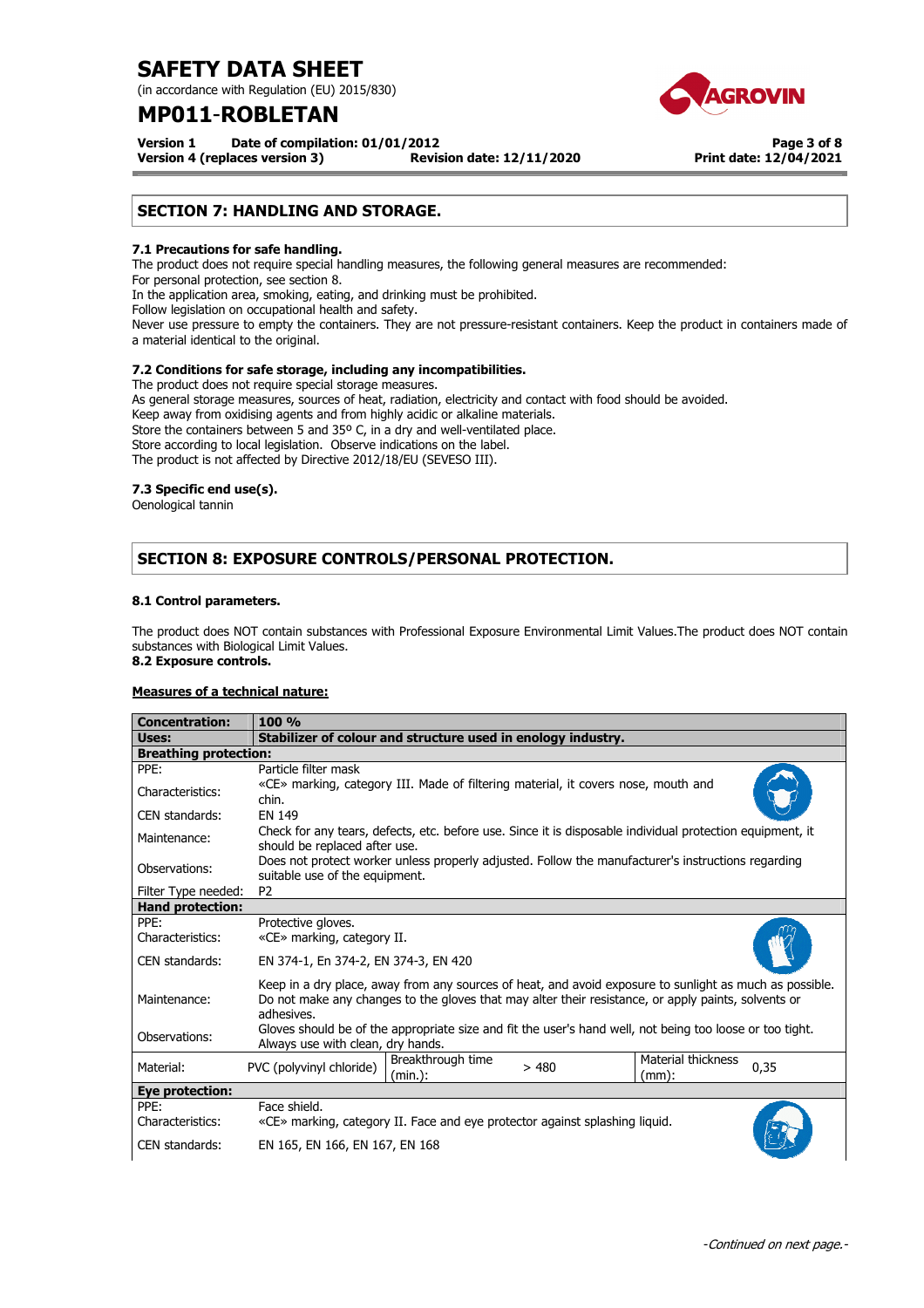## SECTION 7: HANDLING AND STORAGE.

### 7.1 Precautions for safe handling.

The product does not require special handling measures, the following general measures are recommended:
For personal protection, see section 8.
In the application area, smoking, eating, and drinking must be prohibited.
Follow legislation on occupational health and safety.
Never use pressure to empty the containers. They are not pressure-resistant containers. Keep the product in containers made of a material identical to the original.

### 7.2 Conditions for safe storage, including any incompatibilities.

The product does not require special storage measures.
As general storage measures, sources of heat, radiation, electricity and contact with food should be avoided.
Keep away from oxidising agents and from highly acidic or alkaline materials.
Store the containers between 5 and 35º C, in a dry and well-ventilated place.
Store according to local legislation. Observe indications on the label.
The product is not affected by Directive 2012/18/EU (SEVESO III).

### 7.3 Specific end use(s).

Oenological tannin

## SECTION 8: EXPOSURE CONTROLS/PERSONAL PROTECTION.

### 8.1 Control parameters.

The product does NOT contain substances with Professional Exposure Environmental Limit Values.The product does NOT contain substances with Biological Limit Values.

### 8.2 Exposure controls.

**Measures of a technical nature:**

| **Concentration:** | **100 %** | | | | |
|---|---|---|---|---|---|
| **Uses:** | **Stabilizer of colour and structure used in enology industry.** | | | | |
| **Breathing protection:** | | | | | |
| PPE: | Particle filter mask | | | | |
| Characteristics: | «CE» marking, category III. Made of filtering material, it covers nose, mouth and chin. | | | | |
| CEN standards: | EN 149 | | | | |
| Maintenance: | Check for any tears, defects, etc. before use. Since it is disposable individual protection equipment, it should be replaced after use. | | | | |
| Observations: | Does not protect worker unless properly adjusted. Follow the manufacturer's instructions regarding suitable use of the equipment. | | | | |
| Filter Type needed: | P2 | | | | |
| **Hand protection:** | | | | | |
| PPE: | Protective gloves. | | | | |
| Characteristics: | «CE» marking, category II. | | | | |
| CEN standards: | EN 374-1, En 374-2, EN 374-3, EN 420 | | | | |
| Maintenance: | Keep in a dry place, away from any sources of heat, and avoid exposure to sunlight as much as possible. Do not make any changes to the gloves that may alter their resistance, or apply paints, solvents or adhesives. | | | | |
| Observations: | Gloves should be of the appropriate size and fit the user's hand well, not being too loose or too tight. Always use with clean, dry hands. | | | | |
| Material: | PVC (polyvinyl chloride) | Breakthrough time (min.): | > 480 | Material thickness (mm): | 0,35 |
| **Eye protection:** | | | | | |
| PPE: | Face shield. | | | | |
| Characteristics: | «CE» marking, category II. Face and eye protector against splashing liquid. | | | | |
| CEN standards: | EN 165, EN 166, EN 167, EN 168 | | | | |

*-Continued on next page.-*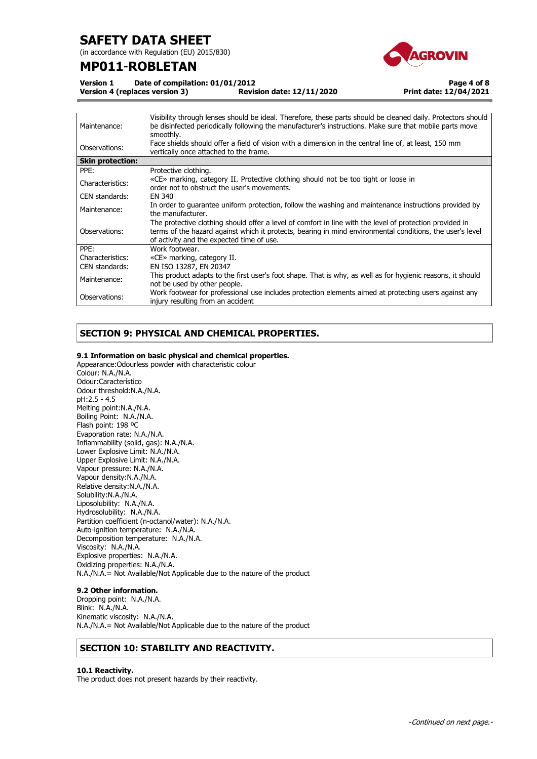| | |
|---|---|
| Maintenance: | Visibility through lenses should be ideal. Therefore, these parts should be cleaned daily. Protectors should be disinfected periodically following the manufacturer's instructions. Make sure that mobile parts move smoothly. |
| Observations: | Face shields should offer a field of vision with a dimension in the central line of, at least, 150 mm vertically once attached to the frame. |
| **Skin protection:** | |
| PPE: | Protective clothing. |
| Characteristics: | «CE» marking, category II. Protective clothing should not be too tight or loose in order not to obstruct the user's movements. |
| CEN standards: | EN 340 |
| Maintenance: | In order to guarantee uniform protection, follow the washing and maintenance instructions provided by the manufacturer. |
| Observations: | The protective clothing should offer a level of comfort in line with the level of protection provided in terms of the hazard against which it protects, bearing in mind environmental conditions, the user's level of activity and the expected time of use. |
| PPE: | Work footwear. |
| Characteristics: | «CE» marking, category II. |
| CEN standards: | EN ISO 13287, EN 20347 |
| Maintenance: | This product adapts to the first user's foot shape. That is why, as well as for hygienic reasons, it should not be used by other people. |
| Observations: | Work footwear for professional use includes protection elements aimed at protecting users against any injury resulting from an accident |

## SECTION 9: PHYSICAL AND CHEMICAL PROPERTIES.

### 9.1 Information on basic physical and chemical properties.

Appearance:Odourless powder with characteristic colour
Colour: N.A./N.A.
Odour:Característico
Odour threshold:N.A./N.A.
pH:2.5 - 4.5
Melting point:N.A./N.A.
Boiling Point: N.A./N.A.
Flash point: 198 ºC
Evaporation rate: N.A./N.A.
Inflammability (solid, gas): N.A./N.A.
Lower Explosive Limit: N.A./N.A.
Upper Explosive Limit: N.A./N.A.
Vapour pressure: N.A./N.A.
Vapour density:N.A./N.A.
Relative density:N.A./N.A.
Solubility:N.A./N.A.
Liposolubility: N.A./N.A.
Hydrosolubility: N.A./N.A.
Partition coefficient (n-octanol/water): N.A./N.A.
Auto-ignition temperature: N.A./N.A.
Decomposition temperature: N.A./N.A.
Viscosity: N.A./N.A.
Explosive properties: N.A./N.A.
Oxidizing properties: N.A./N.A.
N.A./N.A.= Not Available/Not Applicable due to the nature of the product

### 9.2 Other information.

Dropping point: N.A./N.A.
Blink: N.A./N.A.
Kinematic viscosity: N.A./N.A.
N.A./N.A.= Not Available/Not Applicable due to the nature of the product

## SECTION 10: STABILITY AND REACTIVITY.

### 10.1 Reactivity.

The product does not present hazards by their reactivity.

*-Continued on next page.-*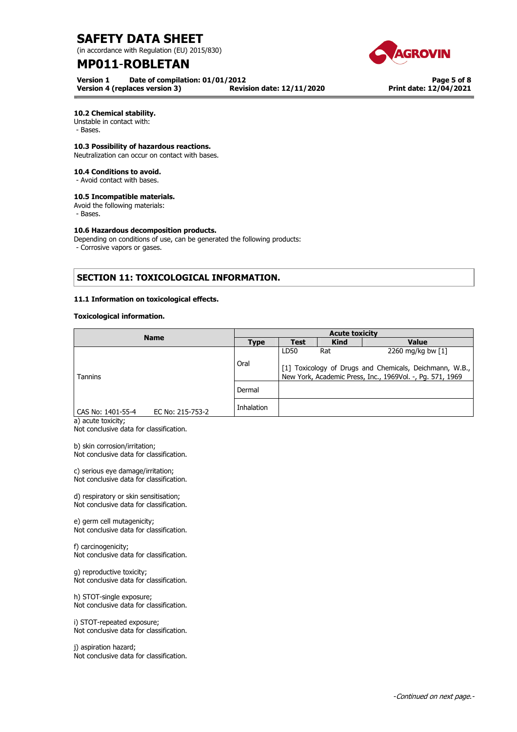**10.2 Chemical stability.**
Unstable in contact with:
 - Bases.

**10.3 Possibility of hazardous reactions.**
Neutralization can occur on contact with bases.

**10.4 Conditions to avoid.**
 - Avoid contact with bases.

**10.5 Incompatible materials.**
Avoid the following materials:
 - Bases.

**10.6 Hazardous decomposition products.**
Depending on conditions of use, can be generated the following products:
 - Corrosive vapors or gases.

## SECTION 11: TOXICOLOGICAL INFORMATION.

**11.1 Information on toxicological effects.**

**Toxicological information.**

| Name | Acute toxicity | | | |
|---|---|---|---|---|
| | Type | Test | Kind | Value |
| Tannins<br>CAS No: 1401-55-4 EC No: 215-753-2 | Oral | LD50 | Rat | 2260 mg/kg bw [1] |
| | | [1] Toxicology of Drugs and Chemicals, Deichmann, W.B., New York, Academic Press, Inc., 1969Vol. -, Pg. 571, 1969 | | |
| | Dermal | | | |
| | Inhalation | | | |

a) acute toxicity;
Not conclusive data for classification.

b) skin corrosion/irritation;
Not conclusive data for classification.

c) serious eye damage/irritation;
Not conclusive data for classification.

d) respiratory or skin sensitisation;
Not conclusive data for classification.

e) germ cell mutagenicity;
Not conclusive data for classification.

f) carcinogenicity;
Not conclusive data for classification.

g) reproductive toxicity;
Not conclusive data for classification.

h) STOT-single exposure;
Not conclusive data for classification.

i) STOT-repeated exposure;
Not conclusive data for classification.

j) aspiration hazard;
Not conclusive data for classification.

-Continued on next page.-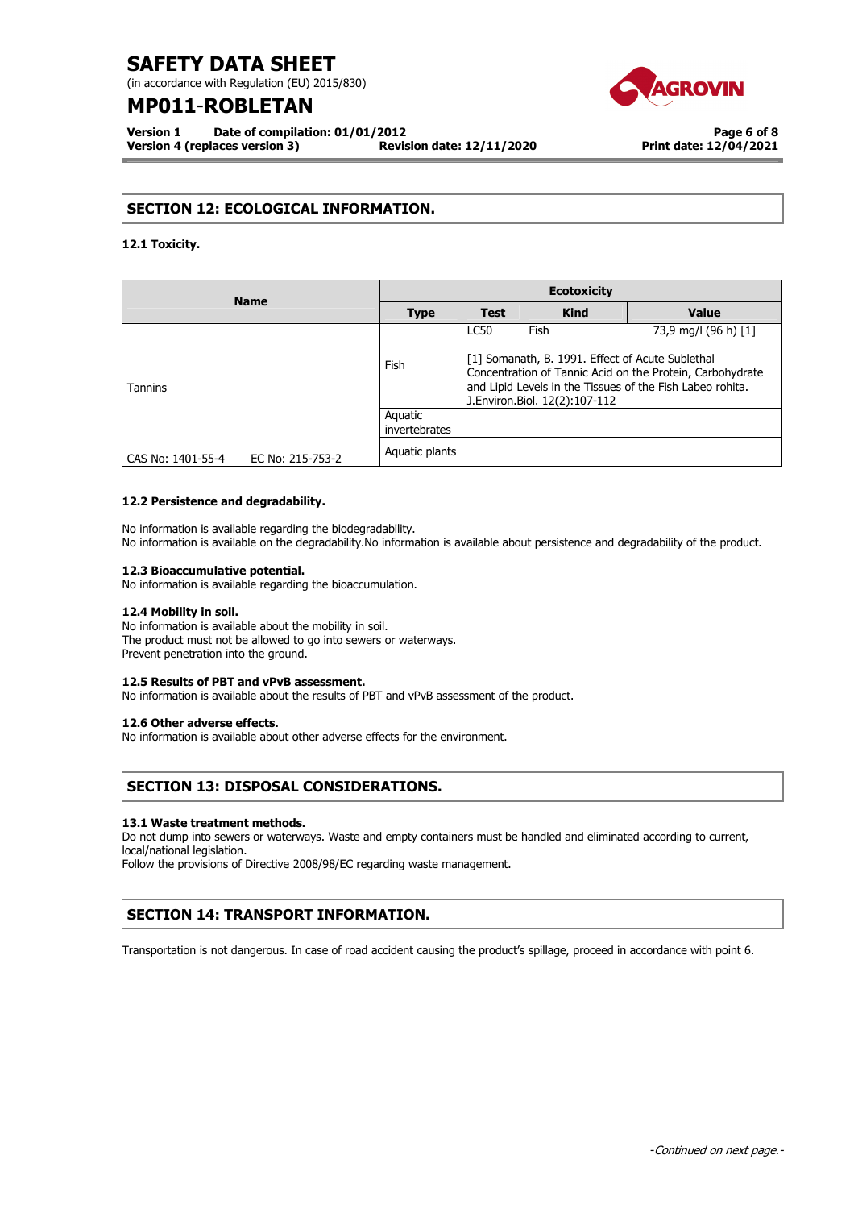## SECTION 12: ECOLOGICAL INFORMATION.

**12.1 Toxicity.**

| Name | Ecotoxicity | | | |
|---|---|---|---|---|
| | **Type** | **Test** | **Kind** | **Value** |
| Tannins<br><br>CAS No: 1401-55-4 EC No: 215-753-2 | Fish | LC50 | Fish | 73,9 mg/l (96 h) [1] |
| | | [1] Somanath, B. 1991. Effect of Acute Sublethal Concentration of Tannic Acid on the Protein, Carbohydrate and Lipid Levels in the Tissues of the Fish Labeo rohita. J.Environ.Biol. 12(2):107-112 | | |
| | Aquatic invertebrates | | | |
| | Aquatic plants | | | |

**12.2 Persistence and degradability.**

No information is available regarding the biodegradability.
No information is available on the degradability.No information is available about persistence and degradability of the product.

**12.3 Bioaccumulative potential.**
No information is available regarding the bioaccumulation.

**12.4 Mobility in soil.**
No information is available about the mobility in soil.
The product must not be allowed to go into sewers or waterways.
Prevent penetration into the ground.

**12.5 Results of PBT and vPvB assessment.**
No information is available about the results of PBT and vPvB assessment of the product.

**12.6 Other adverse effects.**
No information is available about other adverse effects for the environment.

## SECTION 13: DISPOSAL CONSIDERATIONS.

**13.1 Waste treatment methods.**
Do not dump into sewers or waterways. Waste and empty containers must be handled and eliminated according to current, local/national legislation.
Follow the provisions of Directive 2008/98/EC regarding waste management.

## SECTION 14: TRANSPORT INFORMATION.

Transportation is not dangerous. In case of road accident causing the product's spillage, proceed in accordance with point 6.

*-Continued on next page.-*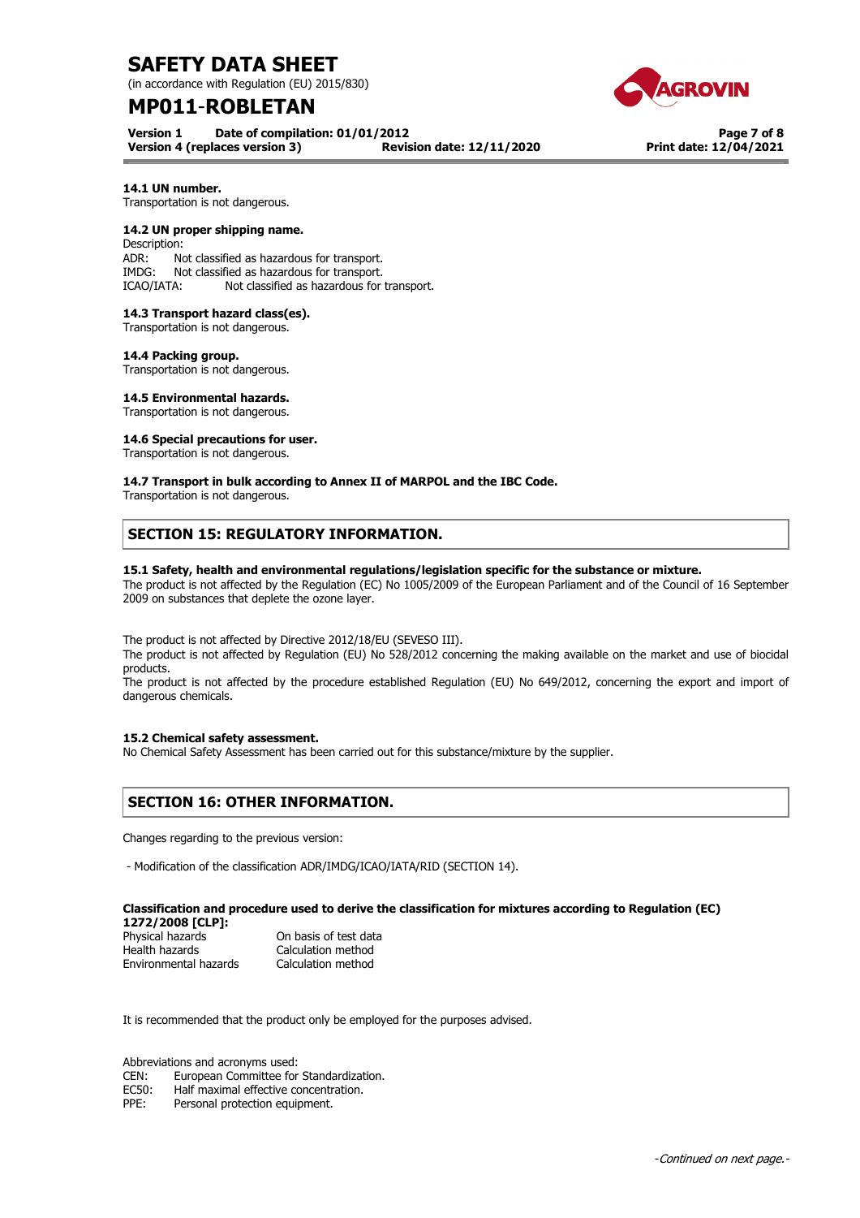**14.1 UN number.**
Transportation is not dangerous.

**14.2 UN proper shipping name.**
Description:
ADR: Not classified as hazardous for transport.
IMDG: Not classified as hazardous for transport.
ICAO/IATA: Not classified as hazardous for transport.

**14.3 Transport hazard class(es).**
Transportation is not dangerous.

**14.4 Packing group.**
Transportation is not dangerous.

**14.5 Environmental hazards.**
Transportation is not dangerous.

**14.6 Special precautions for user.**
Transportation is not dangerous.

**14.7 Transport in bulk according to Annex II of MARPOL and the IBC Code.**
Transportation is not dangerous.

## SECTION 15: REGULATORY INFORMATION.

**15.1 Safety, health and environmental regulations/legislation specific for the substance or mixture.**
The product is not affected by the Regulation (EC) No 1005/2009 of the European Parliament and of the Council of 16 September 2009 on substances that deplete the ozone layer.

The product is not affected by Directive 2012/18/EU (SEVESO III).
The product is not affected by Regulation (EU) No 528/2012 concerning the making available on the market and use of biocidal products.
The product is not affected by the procedure established Regulation (EU) No 649/2012, concerning the export and import of dangerous chemicals.

**15.2 Chemical safety assessment.**
No Chemical Safety Assessment has been carried out for this substance/mixture by the supplier.

## SECTION 16: OTHER INFORMATION.

Changes regarding to the previous version:

- Modification of the classification ADR/IMDG/ICAO/IATA/RID (SECTION 14).

**Classification and procedure used to derive the classification for mixtures according to Regulation (EC) 1272/2008 [CLP]:**

| | |
|---|---|
| Physical hazards | On basis of test data |
| Health hazards | Calculation method |
| Environmental hazards | Calculation method |

It is recommended that the product only be employed for the purposes advised.

Abbreviations and acronyms used:
CEN: European Committee for Standardization.
EC50: Half maximal effective concentration.
PPE: Personal protection equipment.

*-Continued on next page.-*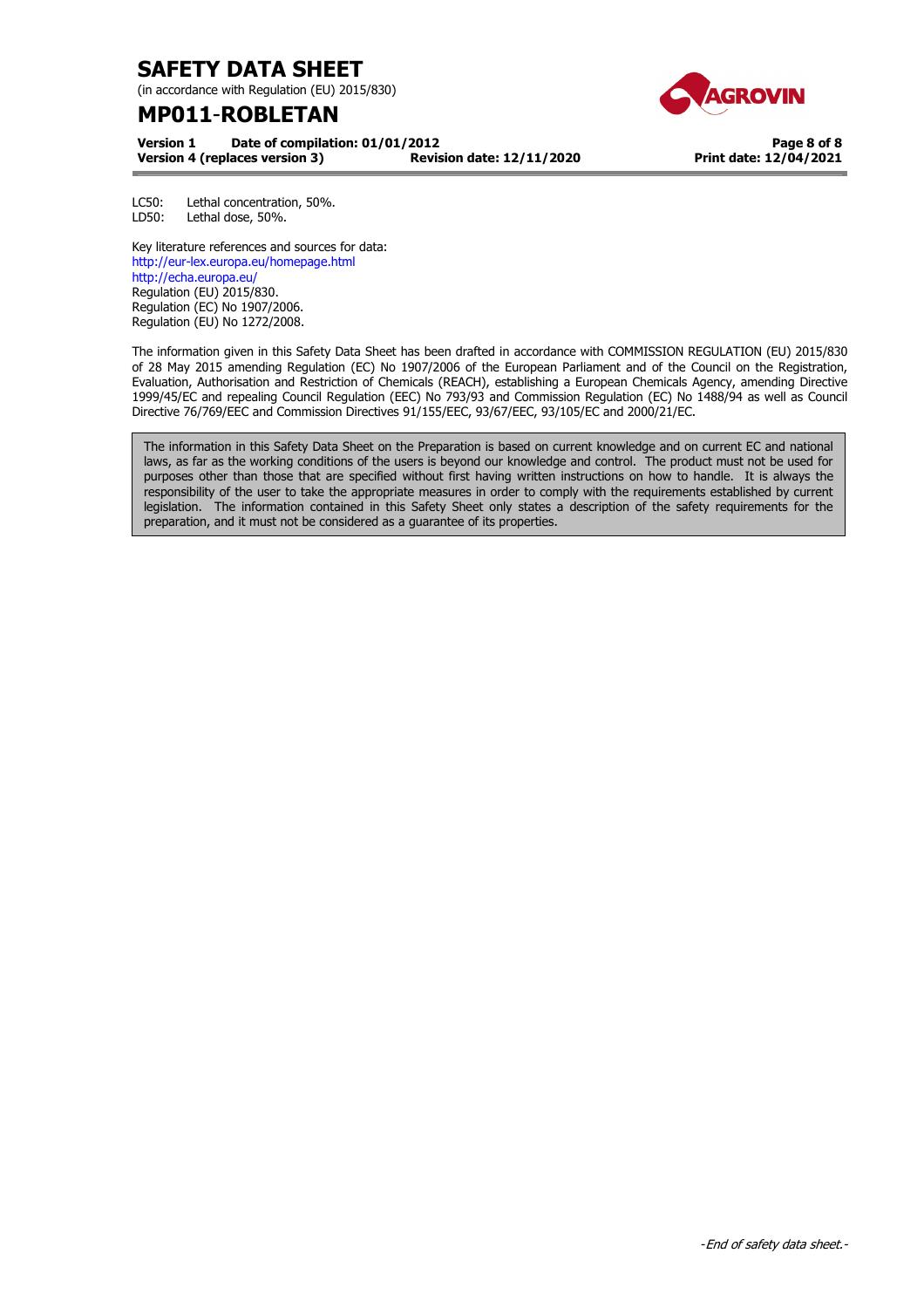LC50: Lethal concentration, 50%.
LD50: Lethal dose, 50%.

Key literature references and sources for data:
http://eur-lex.europa.eu/homepage.html
http://echa.europa.eu/
Regulation (EU) 2015/830.
Regulation (EC) No 1907/2006.
Regulation (EU) No 1272/2008.

The information given in this Safety Data Sheet has been drafted in accordance with COMMISSION REGULATION (EU) 2015/830 of 28 May 2015 amending Regulation (EC) No 1907/2006 of the European Parliament and of the Council on the Registration, Evaluation, Authorisation and Restriction of Chemicals (REACH), establishing a European Chemicals Agency, amending Directive 1999/45/EC and repealing Council Regulation (EEC) No 793/93 and Commission Regulation (EC) No 1488/94 as well as Council Directive 76/769/EEC and Commission Directives 91/155/EEC, 93/67/EEC, 93/105/EC and 2000/21/EC.

The information in this Safety Data Sheet on the Preparation is based on current knowledge and on current EC and national laws, as far as the working conditions of the users is beyond our knowledge and control. The product must not be used for purposes other than those that are specified without first having written instructions on how to handle. It is always the responsibility of the user to take the appropriate measures in order to comply with the requirements established by current legislation. The information contained in this Safety Sheet only states a description of the safety requirements for the preparation, and it must not be considered as a guarantee of its properties.

*-End of safety data sheet.-*